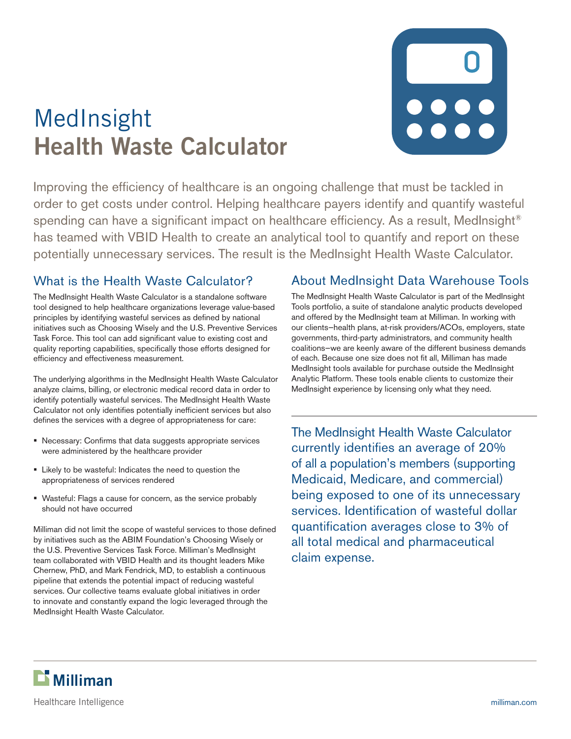# MedInsight
# Health Waste Calculator

Improving the efficiency of healthcare is an ongoing challenge that must be tackled in order to get costs under control. Helping healthcare payers identify and quantify wasteful spending can have a significant impact on healthcare efficiency. As a result, MedInsight® has teamed with VBID Health to create an analytical tool to quantify and report on these potentially unnecessary services. The result is the MedInsight Health Waste Calculator.

## What is the Health Waste Calculator?

The MedInsight Health Waste Calculator is a standalone software tool designed to help healthcare organizations leverage value-based principles by identifying wasteful services as defined by national initiatives such as Choosing Wisely and the U.S. Preventive Services Task Force. This tool can add significant value to existing cost and quality reporting capabilities, specifically those efforts designed for efficiency and effectiveness measurement.

The underlying algorithms in the MedInsight Health Waste Calculator analyze claims, billing, or electronic medical record data in order to identify potentially wasteful services. The MedInsight Health Waste Calculator not only identifies potentially inefficient services but also defines the services with a degree of appropriateness for care:

- Necessary: Confirms that data suggests appropriate services were administered by the healthcare provider
- Likely to be wasteful: Indicates the need to question the appropriateness of services rendered
- Wasteful: Flags a cause for concern, as the service probably should not have occurred

Milliman did not limit the scope of wasteful services to those defined by initiatives such as the ABIM Foundation's Choosing Wisely or the U.S. Preventive Services Task Force. Milliman's MedInsight team collaborated with VBID Health and its thought leaders Mike Chernew, PhD, and Mark Fendrick, MD, to establish a continuous pipeline that extends the potential impact of reducing wasteful services. Our collective teams evaluate global initiatives in order to innovate and constantly expand the logic leveraged through the MedInsight Health Waste Calculator.

## About MedInsight Data Warehouse Tools

The MedInsight Health Waste Calculator is part of the MedInsight Tools portfolio, a suite of standalone analytic products developed and offered by the MedInsight team at Milliman. In working with our clients—health plans, at-risk providers/ACOs, employers, state governments, third-party administrators, and community health coalitions—we are keenly aware of the different business demands of each. Because one size does not fit all, Milliman has made MedInsight tools available for purchase outside the MedInsight Analytic Platform. These tools enable clients to customize their MedInsight experience by licensing only what they need.

The MedInsight Health Waste Calculator currently identifies an average of 20% of all a population's members (supporting Medicaid, Medicare, and commercial) being exposed to one of its unnecessary services. Identification of wasteful dollar quantification averages close to 3% of all total medical and pharmaceutical claim expense.

Milliman

Healthcare Intelligence

milliman.com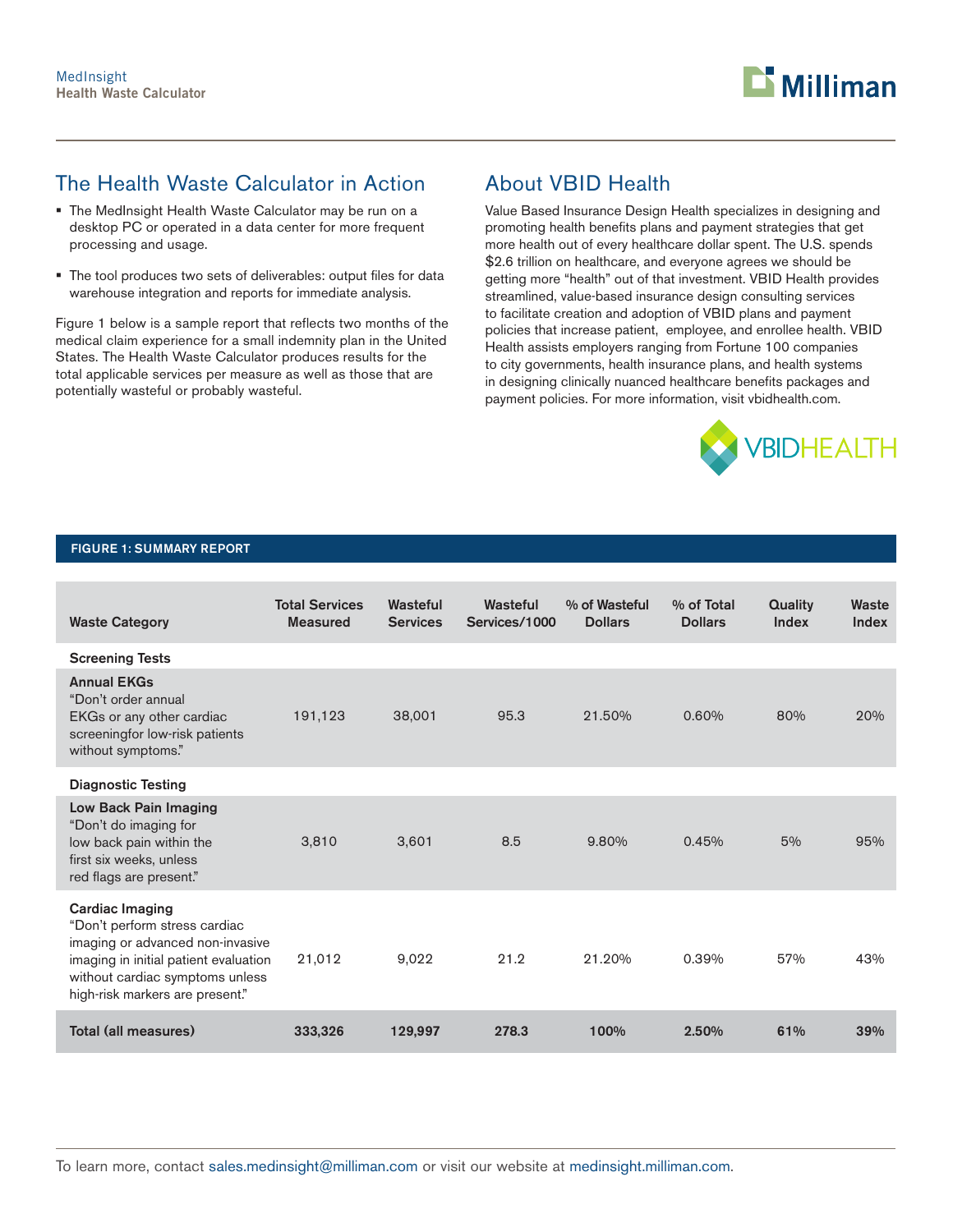## The Health Waste Calculator in Action

- The MedInsight Health Waste Calculator may be run on a desktop PC or operated in a data center for more frequent processing and usage.
- The tool produces two sets of deliverables: output files for data warehouse integration and reports for immediate analysis.

Figure 1 below is a sample report that reflects two months of the medical claim experience for a small indemnity plan in the United States. The Health Waste Calculator produces results for the total applicable services per measure as well as those that are potentially wasteful or probably wasteful.

## About VBID Health

Value Based Insurance Design Health specializes in designing and promoting health benefits plans and payment strategies that get more health out of every healthcare dollar spent. The U.S. spends $2.6 trillion on healthcare, and everyone agrees we should be getting more "health" out of that investment. VBID Health provides streamlined, value-based insurance design consulting services to facilitate creation and adoption of VBID plans and payment policies that increase patient, employee, and enrollee health. VBID Health assists employers ranging from Fortune 100 companies to city governments, health insurance plans, and health systems in designing clinically nuanced healthcare benefits packages and payment policies. For more information, visit vbidhealth.com.

### FIGURE 1: SUMMARY REPORT

| Waste Category | Total Services Measured | Wasteful Services | Wasteful Services/1000 | % of Wasteful Dollars | % of Total Dollars | Quality Index | Waste Index |
|---|---|---|---|---|---|---|---|
| **Screening Tests** | | | | | | | |
| **Annual EKGs** "Don't order annual EKGs or any other cardiac screeningfor low-risk patients without symptoms." | 191,123 | 38,001 | 95.3 | 21.50% | 0.60% | 80% | 20% |
| **Diagnostic Testing** | | | | | | | |
| **Low Back Pain Imaging** "Don't do imaging for low back pain within the first six weeks, unless red flags are present." | 3,810 | 3,601 | 8.5 | 9.80% | 0.45% | 5% | 95% |
| **Cardiac Imaging** "Don't perform stress cardiac imaging or advanced non-invasive imaging in initial patient evaluation without cardiac symptoms unless high-risk markers are present." | 21,012 | 9,022 | 21.2 | 21.20% | 0.39% | 57% | 43% |
| **Total (all measures)** | **333,326** | **129,997** | **278.3** | **100%** | **2.50%** | **61%** | **39%** |

To learn more, contact sales.medinsight@milliman.com or visit our website at medinsight.milliman.com.